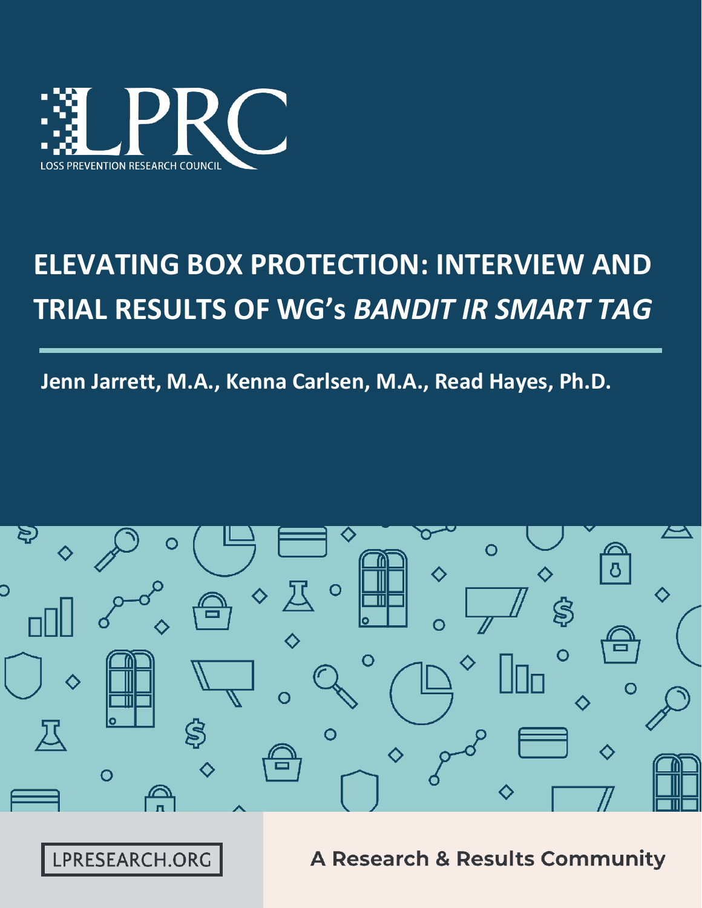LPRC

LOSS PREVENTION RESEARCH COUNCIL

# ELEVATING BOX PROTECTION: INTERVIEW AND TRIAL RESULTS OF WG's *BANDIT IR SMART TAG*

**Jenn Jarrett, M.A., Kenna Carlsen, M.A., Read Hayes, Ph.D.**

LPRESEARCH.ORG

**A Research & Results Community**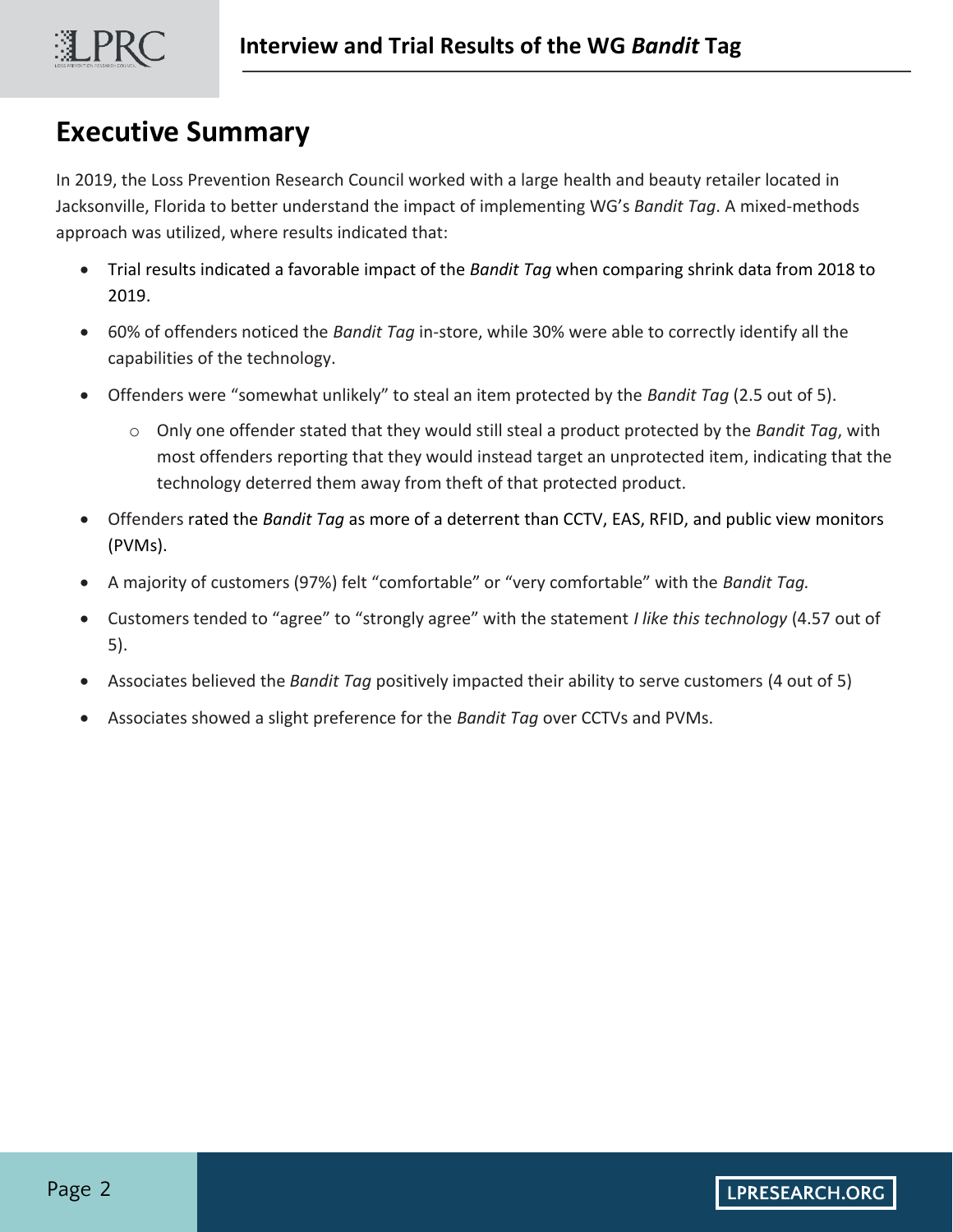# Executive Summary

In 2019, the Loss Prevention Research Council worked with a large health and beauty retailer located in Jacksonville, Florida to better understand the impact of implementing WG's *Bandit Tag*. A mixed-methods approach was utilized, where results indicated that:

- Trial results indicated a favorable impact of the *Bandit Tag* when comparing shrink data from 2018 to 2019.
- 60% of offenders noticed the *Bandit Tag* in-store, while 30% were able to correctly identify all the capabilities of the technology.
- Offenders were "somewhat unlikely" to steal an item protected by the *Bandit Tag* (2.5 out of 5).
  - Only one offender stated that they would still steal a product protected by the *Bandit Tag*, with most offenders reporting that they would instead target an unprotected item, indicating that the technology deterred them away from theft of that protected product.
- Offenders rated the *Bandit Tag* as more of a deterrent than CCTV, EAS, RFID, and public view monitors (PVMs).
- A majority of customers (97%) felt "comfortable" or "very comfortable" with the *Bandit Tag.*
- Customers tended to "agree" to "strongly agree" with the statement *I like this technology* (4.57 out of 5).
- Associates believed the *Bandit Tag* positively impacted their ability to serve customers (4 out of 5)
- Associates showed a slight preference for the *Bandit Tag* over CCTVs and PVMs.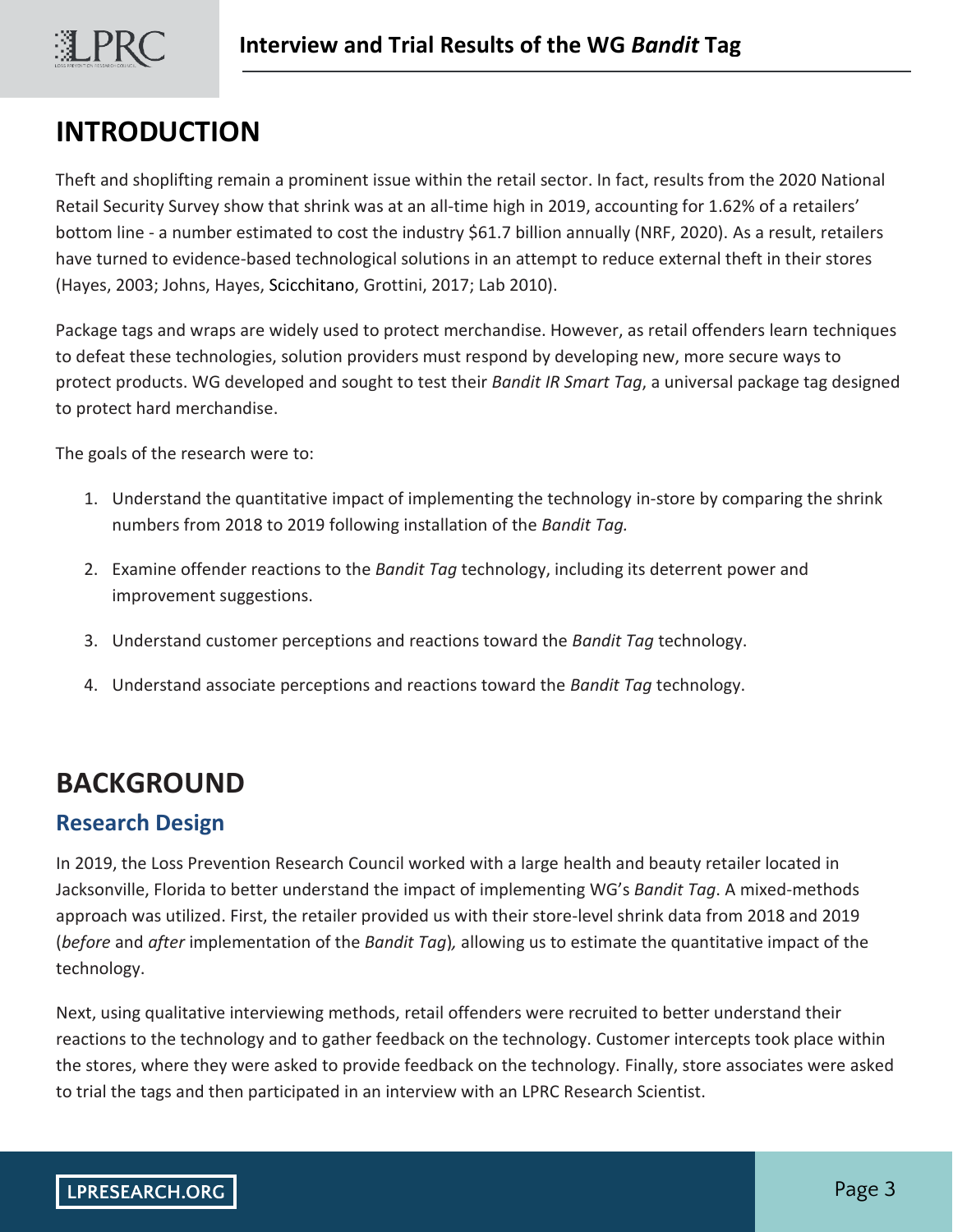# INTRODUCTION

Theft and shoplifting remain a prominent issue within the retail sector. In fact, results from the 2020 National Retail Security Survey show that shrink was at an all-time high in 2019, accounting for 1.62% of a retailers' bottom line - a number estimated to cost the industry $61.7 billion annually (NRF, 2020). As a result, retailers have turned to evidence-based technological solutions in an attempt to reduce external theft in their stores (Hayes, 2003; Johns, Hayes, Scicchitano, Grottini, 2017; Lab 2010).

Package tags and wraps are widely used to protect merchandise. However, as retail offenders learn techniques to defeat these technologies, solution providers must respond by developing new, more secure ways to protect products. WG developed and sought to test their *Bandit IR Smart Tag*, a universal package tag designed to protect hard merchandise.

The goals of the research were to:

1. Understand the quantitative impact of implementing the technology in-store by comparing the shrink numbers from 2018 to 2019 following installation of the *Bandit Tag.*
2. Examine offender reactions to the *Bandit Tag* technology, including its deterrent power and improvement suggestions.
3. Understand customer perceptions and reactions toward the *Bandit Tag* technology.
4. Understand associate perceptions and reactions toward the *Bandit Tag* technology.

# BACKGROUND

## Research Design

In 2019, the Loss Prevention Research Council worked with a large health and beauty retailer located in Jacksonville, Florida to better understand the impact of implementing WG's *Bandit Tag*. A mixed-methods approach was utilized. First, the retailer provided us with their store-level shrink data from 2018 and 2019 (*before* and *after* implementation of the *Bandit Tag*)*,* allowing us to estimate the quantitative impact of the technology.

Next, using qualitative interviewing methods, retail offenders were recruited to better understand their reactions to the technology and to gather feedback on the technology. Customer intercepts took place within the stores, where they were asked to provide feedback on the technology. Finally, store associates were asked to trial the tags and then participated in an interview with an LPRC Research Scientist.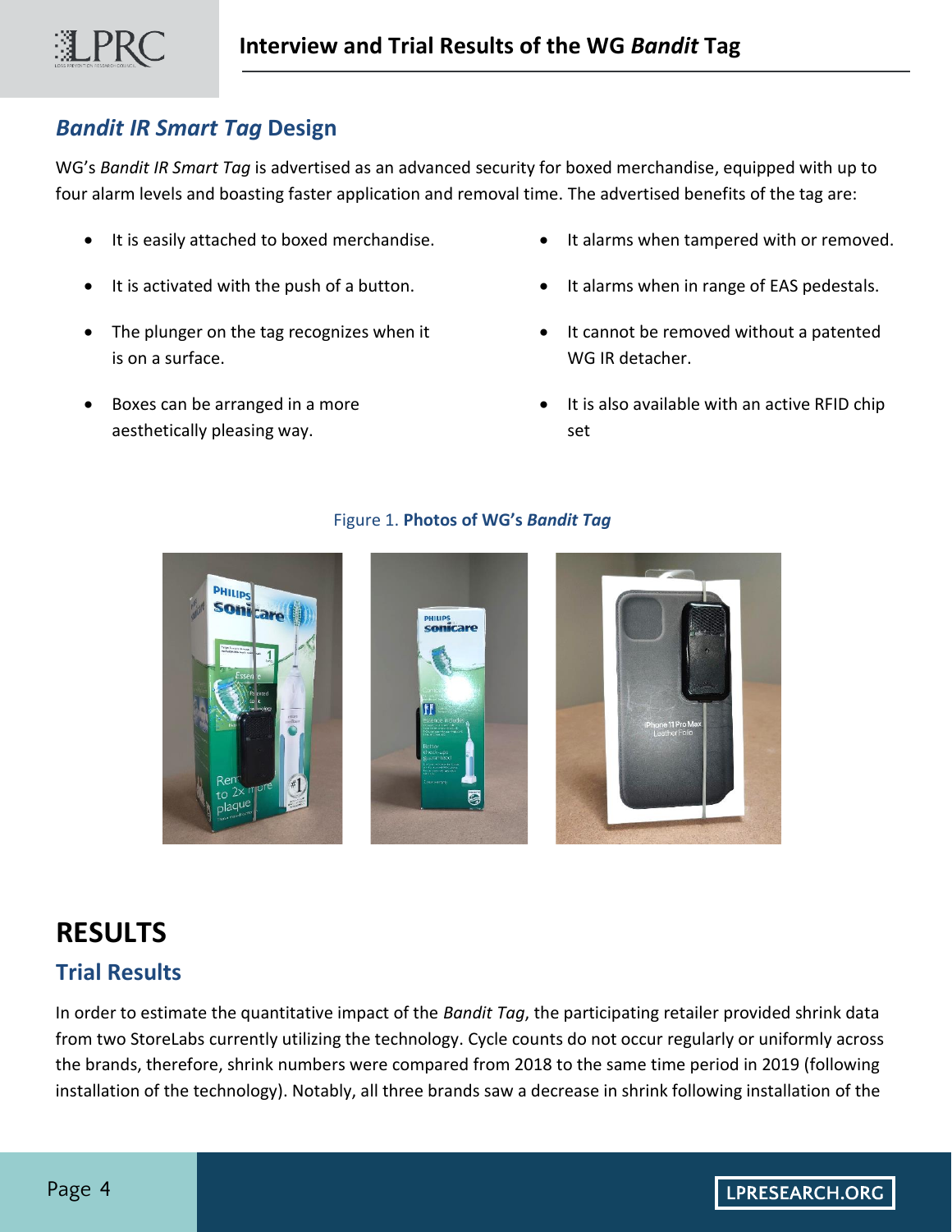## *Bandit IR Smart Tag* Design

WG's *Bandit IR Smart Tag* is advertised as an advanced security for boxed merchandise, equipped with up to four alarm levels and boasting faster application and removal time. The advertised benefits of the tag are:

- It is easily attached to boxed merchandise.
- It is activated with the push of a button.
- The plunger on the tag recognizes when it is on a surface.
- Boxes can be arranged in a more aesthetically pleasing way.
- It alarms when tampered with or removed.
- It alarms when in range of EAS pedestals.
- It cannot be removed without a patented WG IR detacher.
- It is also available with an active RFID chip set

Figure 1. **Photos of WG's *Bandit Tag***

# RESULTS

## Trial Results

In order to estimate the quantitative impact of the *Bandit Tag*, the participating retailer provided shrink data from two StoreLabs currently utilizing the technology. Cycle counts do not occur regularly or uniformly across the brands, therefore, shrink numbers were compared from 2018 to the same time period in 2019 (following installation of the technology). Notably, all three brands saw a decrease in shrink following installation of the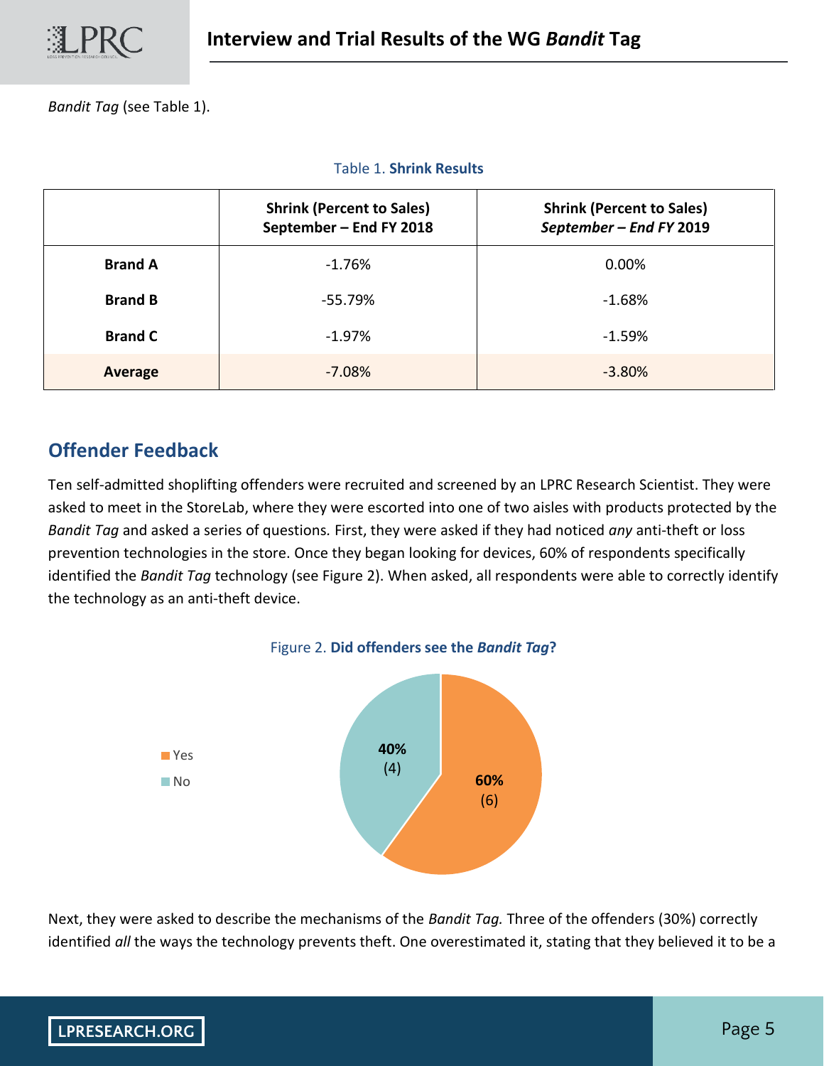*Bandit Tag* (see Table 1).

Table 1. **Shrink Results**

| | **Shrink (Percent to Sales) September – End FY 2018** | **Shrink (Percent to Sales) *September – End FY* 2019** |
|---|---|---|
| **Brand A** | -1.76% | 0.00% |
| **Brand B** | -55.79% | -1.68% |
| **Brand C** | -1.97% | -1.59% |
| **Average** | -7.08% | -3.80% |

## Offender Feedback

Ten self-admitted shoplifting offenders were recruited and screened by an LPRC Research Scientist. They were asked to meet in the StoreLab, where they were escorted into one of two aisles with products protected by the *Bandit Tag* and asked a series of questions. First, they were asked if they had noticed *any* anti-theft or loss prevention technologies in the store. Once they began looking for devices, 60% of respondents specifically identified the *Bandit Tag* technology (see Figure 2). When asked, all respondents were able to correctly identify the technology as an anti-theft device.

Figure 2. **Did offenders see the *Bandit Tag*?**

| Response | Percent | Count |
|---|---|---|
| Yes | 60% | (6) |
| No | 40% | (4) |

Next, they were asked to describe the mechanisms of the *Bandit Tag.* Three of the offenders (30%) correctly identified *all* the ways the technology prevents theft. One overestimated it, stating that they believed it to be a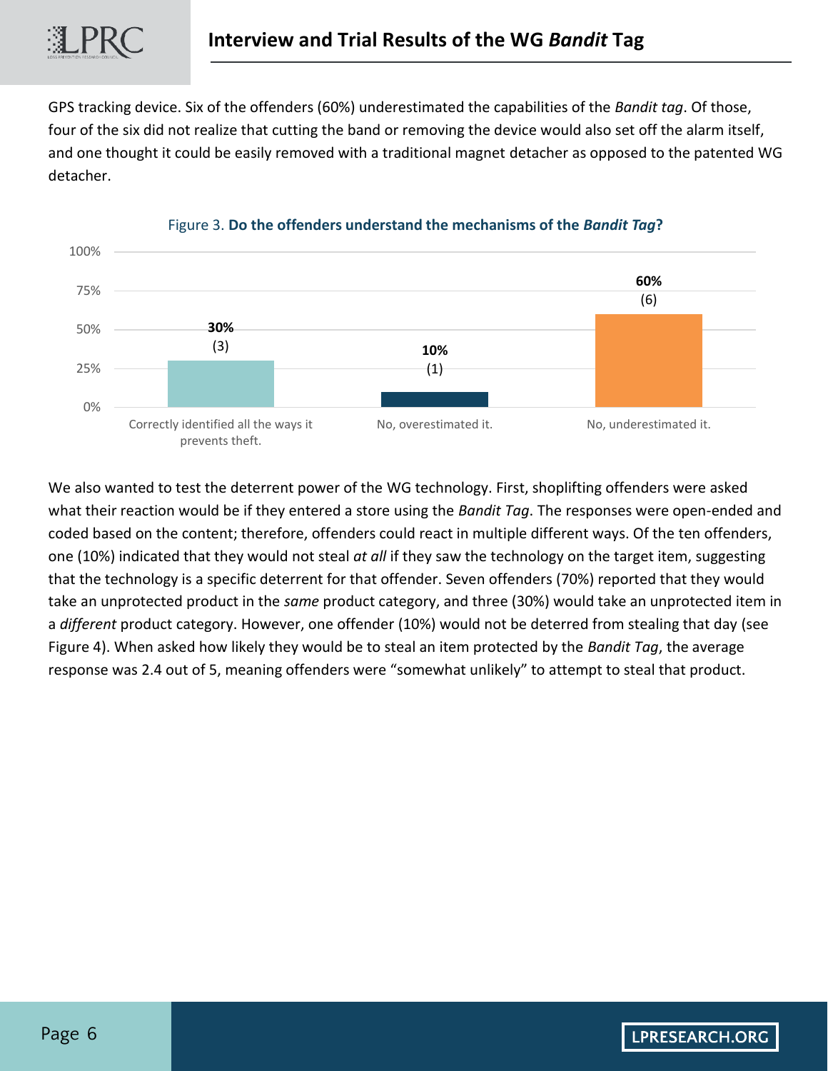GPS tracking device. Six of the offenders (60%) underestimated the capabilities of the *Bandit tag*. Of those, four of the six did not realize that cutting the band or removing the device would also set off the alarm itself, and one thought it could be easily removed with a traditional magnet detacher as opposed to the patented WG detacher.

Figure 3. **Do the offenders understand the mechanisms of the *Bandit Tag*?**

| Response | Percentage | Count |
| --- | --- | --- |
| Correctly identified all the ways it prevents theft. | 30% | (3) |
| No, overestimated it. | 10% | (1) |
| No, underestimated it. | 60% | (6) |

We also wanted to test the deterrent power of the WG technology. First, shoplifting offenders were asked what their reaction would be if they entered a store using the *Bandit Tag*. The responses were open-ended and coded based on the content; therefore, offenders could react in multiple different ways. Of the ten offenders, one (10%) indicated that they would not steal *at all* if they saw the technology on the target item, suggesting that the technology is a specific deterrent for that offender. Seven offenders (70%) reported that they would take an unprotected product in the *same* product category, and three (30%) would take an unprotected item in a *different* product category. However, one offender (10%) would not be deterred from stealing that day (see Figure 4). When asked how likely they would be to steal an item protected by the *Bandit Tag*, the average response was 2.4 out of 5, meaning offenders were "somewhat unlikely" to attempt to steal that product.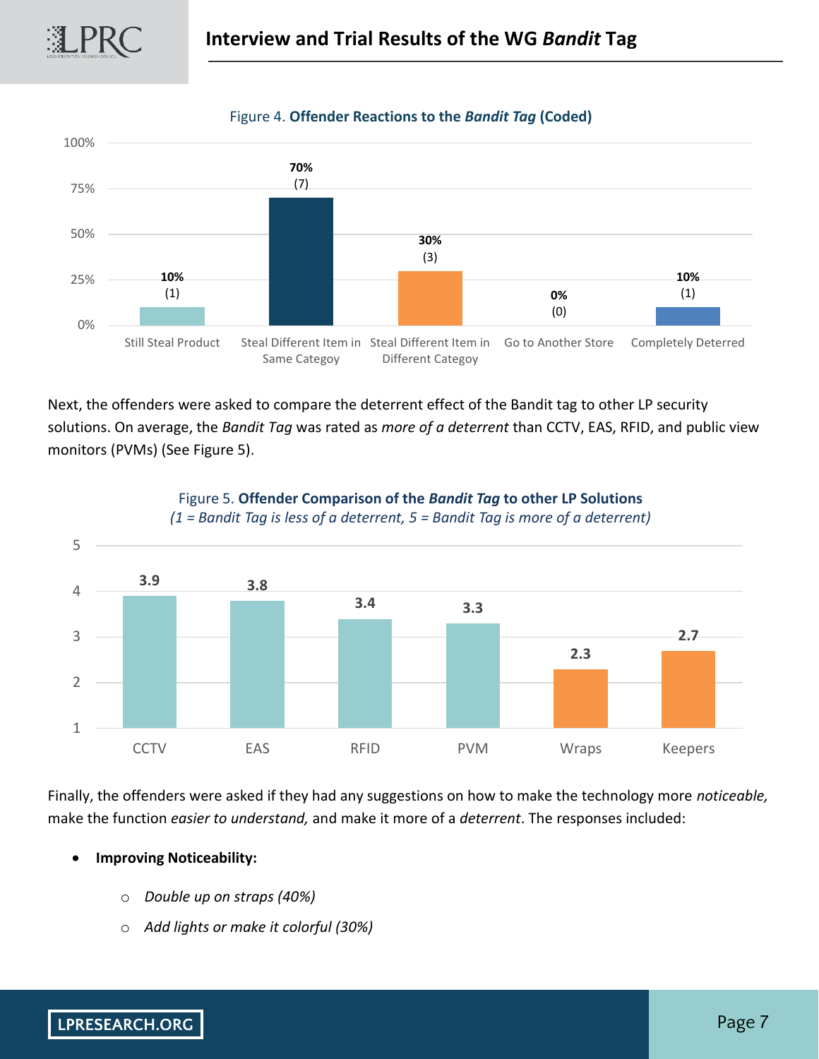Figure 4. **Offender Reactions to the *Bandit Tag* (Coded)**

| Reaction | Percent | Count |
|---|---|---|
| Still Steal Product | 10% | (1) |
| Steal Different Item in Same Categoy | 70% | (7) |
| Steal Different Item in Different Categoy | 30% | (3) |
| Go to Another Store | 0% | (0) |
| Completely Deterred | 10% | (1) |

Next, the offenders were asked to compare the deterrent effect of the Bandit tag to other LP security solutions. On average, the *Bandit Tag* was rated as *more of a deterrent* than CCTV, EAS, RFID, and public view monitors (PVMs) (See Figure 5).

Figure 5. **Offender Comparison of the *Bandit Tag* to other LP Solutions**
*(1 = Bandit Tag is less of a deterrent, 5 = Bandit Tag is more of a deterrent)*

| LP Solution | Rating |
|---|---|
| CCTV | 3.9 |
| EAS | 3.8 |
| RFID | 3.4 |
| PVM | 3.3 |
| Wraps | 2.3 |
| Keepers | 2.7 |

Finally, the offenders were asked if they had any suggestions on how to make the technology more *noticeable,* make the function *easier to understand,* and make it more of a *deterrent*. The responses included:

- **Improving Noticeability:**
  - *Double up on straps (40%)*
  - *Add lights or make it colorful (30%)*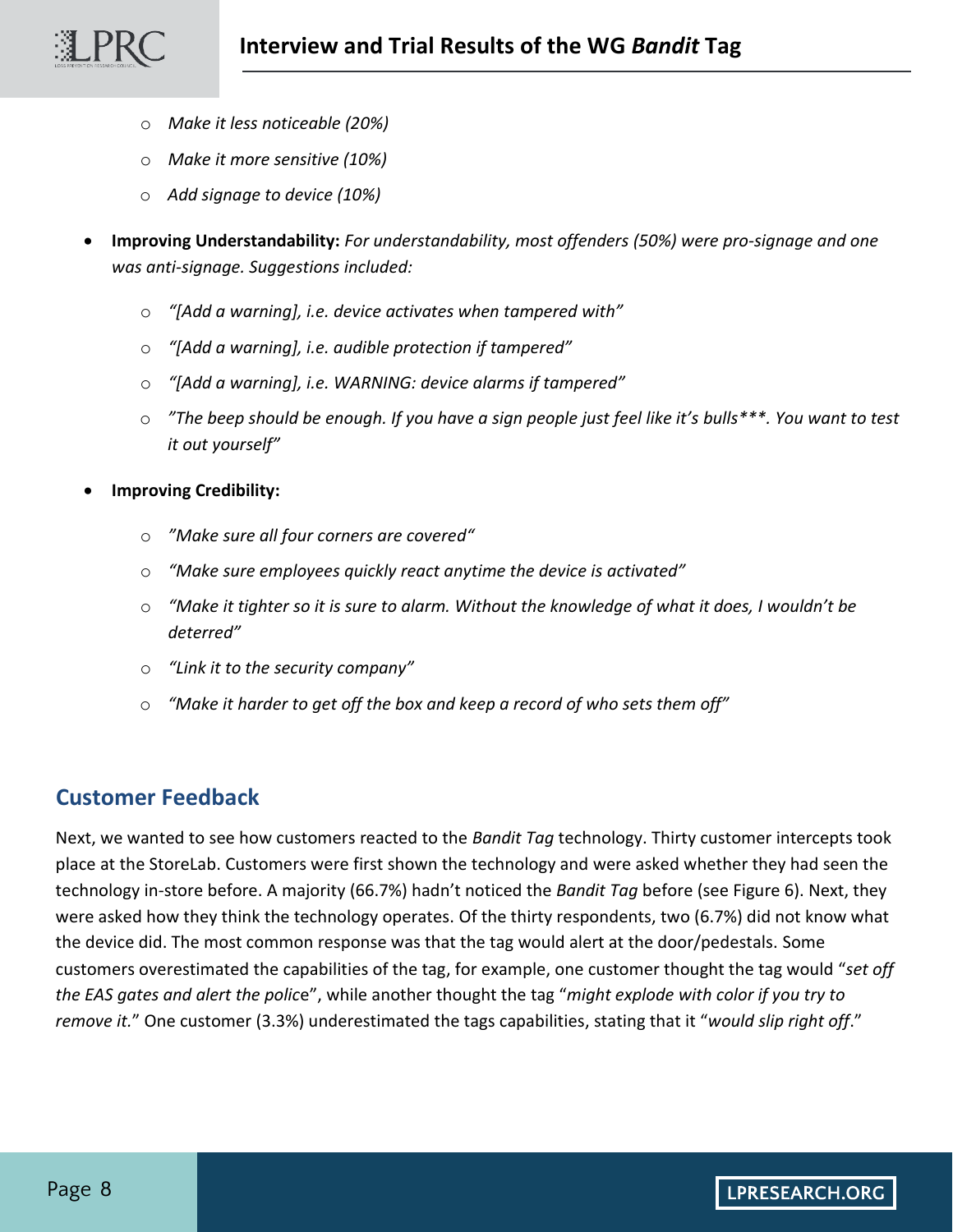- *Make it less noticeable (20%)*
- *Make it more sensitive (10%)*
- *Add signage to device (10%)*

- **Improving Understandability:** *For understandability, most offenders (50%) were pro-signage and one was anti-signage. Suggestions included:*
  - *"[Add a warning], i.e. device activates when tampered with"*
  - *"[Add a warning], i.e. audible protection if tampered"*
  - *"[Add a warning], i.e. WARNING: device alarms if tampered"*
  - *"The beep should be enough. If you have a sign people just feel like it's bulls***. You want to test it out yourself"*

- **Improving Credibility:**
  - *"Make sure all four corners are covered"*
  - *"Make sure employees quickly react anytime the device is activated"*
  - *"Make it tighter so it is sure to alarm. Without the knowledge of what it does, I wouldn't be deterred"*
  - *"Link it to the security company"*
  - *"Make it harder to get off the box and keep a record of who sets them off"*

## Customer Feedback

Next, we wanted to see how customers reacted to the *Bandit Tag* technology. Thirty customer intercepts took place at the StoreLab. Customers were first shown the technology and were asked whether they had seen the technology in-store before. A majority (66.7%) hadn't noticed the *Bandit Tag* before (see Figure 6). Next, they were asked how they think the technology operates. Of the thirty respondents, two (6.7%) did not know what the device did. The most common response was that the tag would alert at the door/pedestals. Some customers overestimated the capabilities of the tag, for example, one customer thought the tag would "*set off the EAS gates and alert the police*", while another thought the tag "*might explode with color if you try to remove it.*" One customer (3.3%) underestimated the tags capabilities, stating that it "*would slip right off*."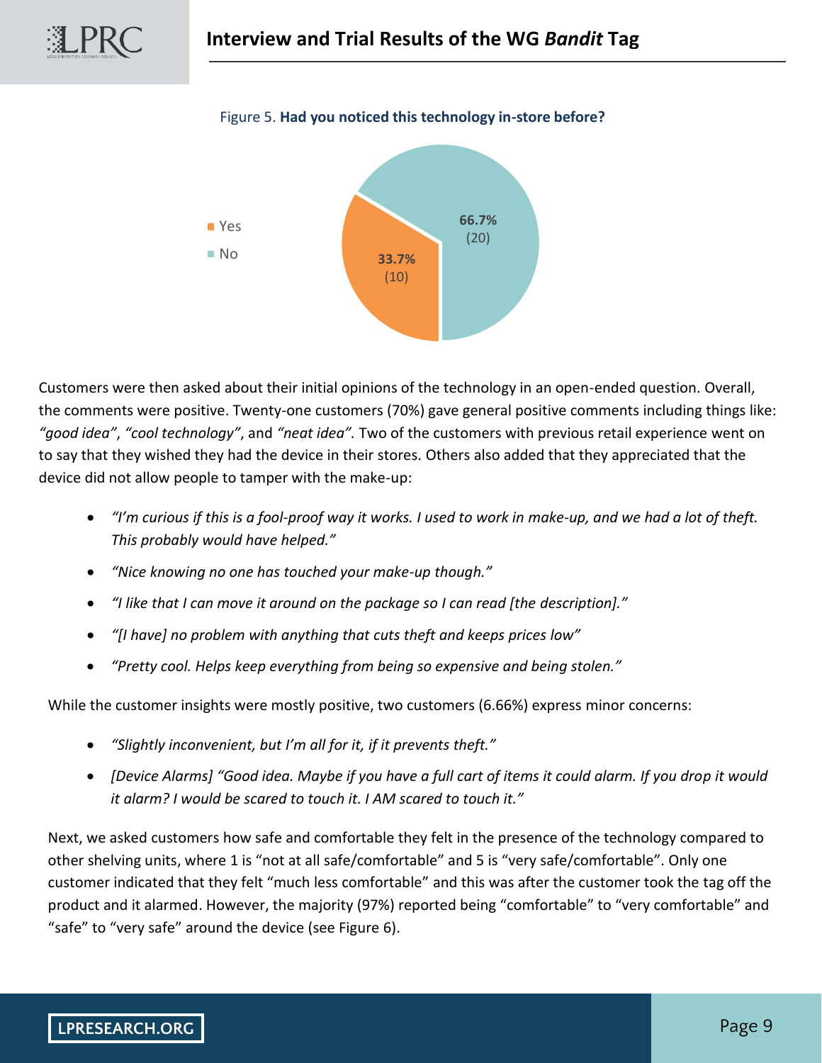Figure 5. **Had you noticed this technology in-store before?**

| Response | Percentage | Count |
|---|---|---|
| Yes | 33.7% | (10) |
| No | 66.7% | (20) |

Customers were then asked about their initial opinions of the technology in an open-ended question. Overall, the comments were positive. Twenty-one customers (70%) gave general positive comments including things like: *"good idea"*, *"cool technology"*, and *"neat idea".* Two of the customers with previous retail experience went on to say that they wished they had the device in their stores. Others also added that they appreciated that the device did not allow people to tamper with the make-up:

- *"I'm curious if this is a fool-proof way it works. I used to work in make-up, and we had a lot of theft. This probably would have helped."*
- *"Nice knowing no one has touched your make-up though."*
- *"I like that I can move it around on the package so I can read [the description]."*
- *"[I have] no problem with anything that cuts theft and keeps prices low"*
- *"Pretty cool. Helps keep everything from being so expensive and being stolen."*

While the customer insights were mostly positive, two customers (6.66%) express minor concerns:

- *"Slightly inconvenient, but I'm all for it, if it prevents theft."*
- *[Device Alarms] "Good idea. Maybe if you have a full cart of items it could alarm. If you drop it would it alarm? I would be scared to touch it. I AM scared to touch it."*

Next, we asked customers how safe and comfortable they felt in the presence of the technology compared to other shelving units, where 1 is "not at all safe/comfortable" and 5 is "very safe/comfortable". Only one customer indicated that they felt "much less comfortable" and this was after the customer took the tag off the product and it alarmed. However, the majority (97%) reported being "comfortable" to "very comfortable" and "safe" to "very safe" around the device (see Figure 6).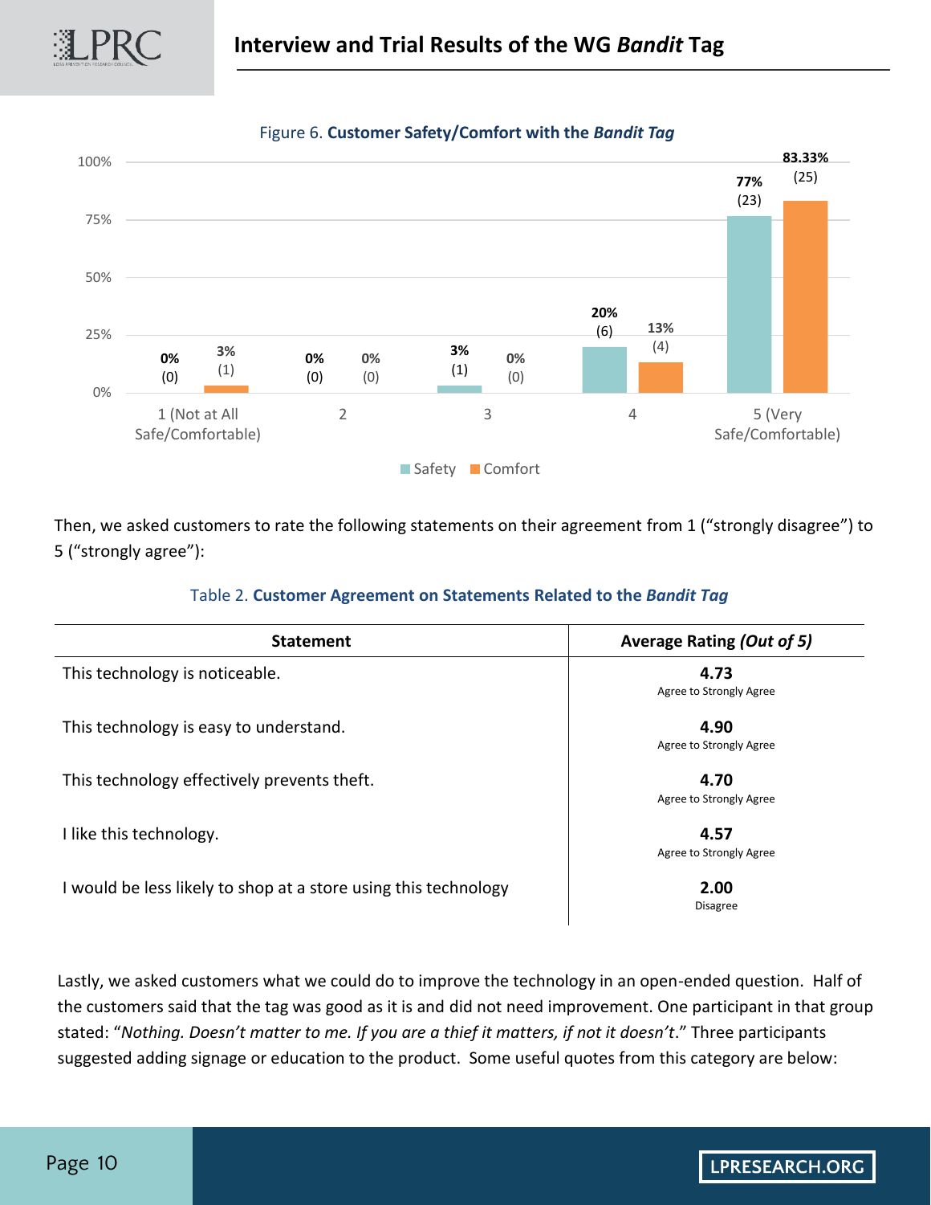Figure 6. **Customer Safety/Comfort with the *Bandit Tag***

| Rating | Safety | Comfort |
|---|---|---|
| 1 (Not at All Safe/Comfortable) | 0% (0) | 3% (1) |
| 2 | 0% (0) | 0% (0) |
| 3 | 3% (1) | 0% (0) |
| 4 | 20% (6) | 13% (4) |
| 5 (Very Safe/Comfortable) | 77% (23) | 83.33% (25) |

Then, we asked customers to rate the following statements on their agreement from 1 ("strongly disagree") to 5 ("strongly agree"):

Table 2. **Customer Agreement on Statements Related to the *Bandit Tag***

| Statement | Average Rating *(Out of 5)* |
|---|---|
| This technology is noticeable. | **4.73** Agree to Strongly Agree |
| This technology is easy to understand. | **4.90** Agree to Strongly Agree |
| This technology effectively prevents theft. | **4.70** Agree to Strongly Agree |
| I like this technology. | **4.57** Agree to Strongly Agree |
| I would be less likely to shop at a store using this technology | **2.00** Disagree |

Lastly, we asked customers what we could do to improve the technology in an open-ended question. Half of the customers said that the tag was good as it is and did not need improvement. One participant in that group stated: "*Nothing. Doesn't matter to me. If you are a thief it matters, if not it doesn't*." Three participants suggested adding signage or education to the product. Some useful quotes from this category are below: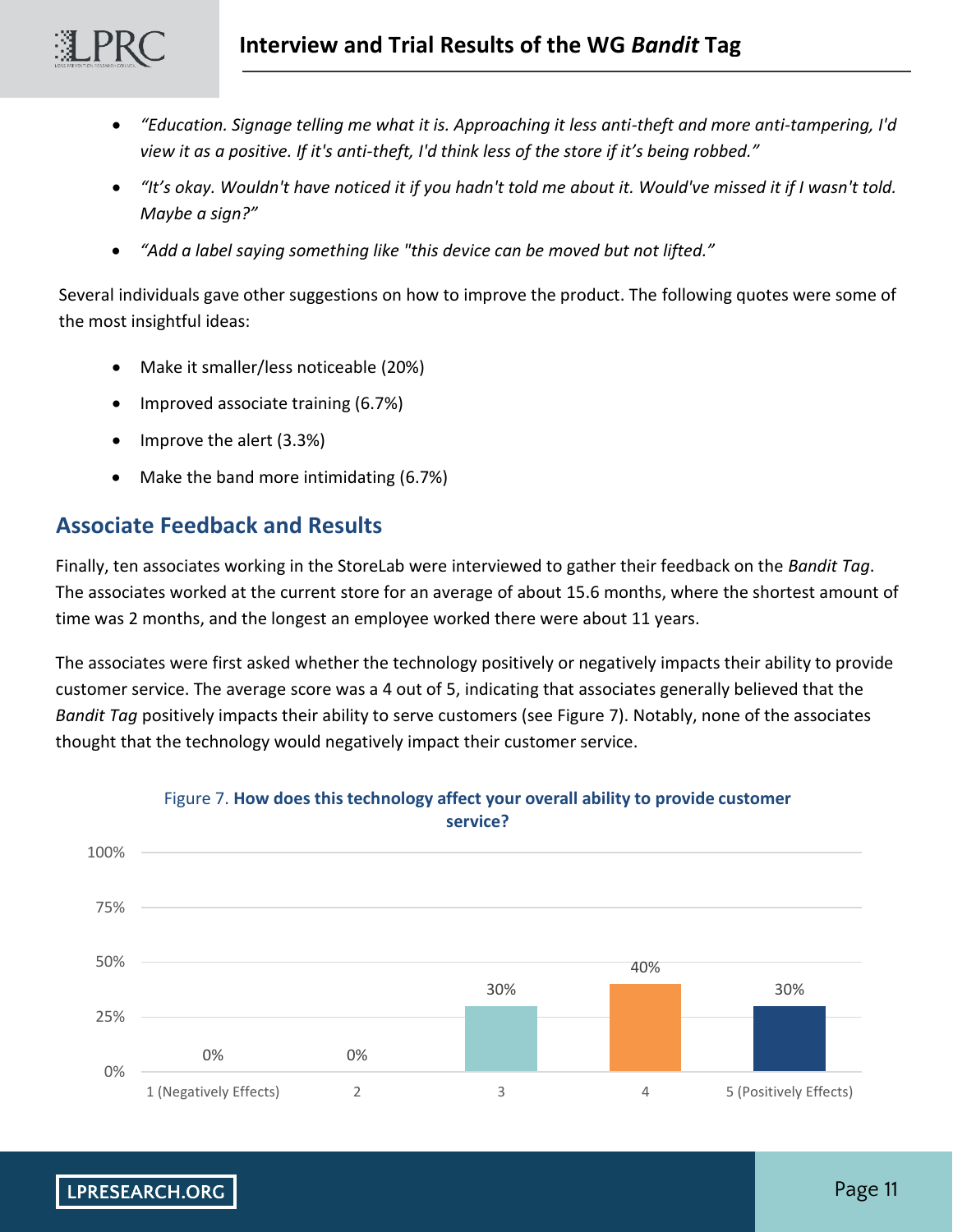- *"Education. Signage telling me what it is. Approaching it less anti-theft and more anti-tampering, I'd view it as a positive. If it's anti-theft, I'd think less of the store if it's being robbed."*
- *"It's okay. Wouldn't have noticed it if you hadn't told me about it. Would've missed it if I wasn't told. Maybe a sign?"*
- *"Add a label saying something like "this device can be moved but not lifted."*

Several individuals gave other suggestions on how to improve the product. The following quotes were some of the most insightful ideas:

- Make it smaller/less noticeable (20%)
- Improved associate training (6.7%)
- Improve the alert (3.3%)
- Make the band more intimidating (6.7%)

## Associate Feedback and Results

Finally, ten associates working in the StoreLab were interviewed to gather their feedback on the *Bandit Tag*. The associates worked at the current store for an average of about 15.6 months, where the shortest amount of time was 2 months, and the longest an employee worked there were about 11 years.

The associates were first asked whether the technology positively or negatively impacts their ability to provide customer service. The average score was a 4 out of 5, indicating that associates generally believed that the *Bandit Tag* positively impacts their ability to serve customers (see Figure 7). Notably, none of the associates thought that the technology would negatively impact their customer service.

Figure 7. **How does this technology affect your overall ability to provide customer service?**

| Response | Percentage |
|---|---|
| 1 (Negatively Effects) | 0% |
| 2 | 0% |
| 3 | 30% |
| 4 | 40% |
| 5 (Positively Effects) | 30% |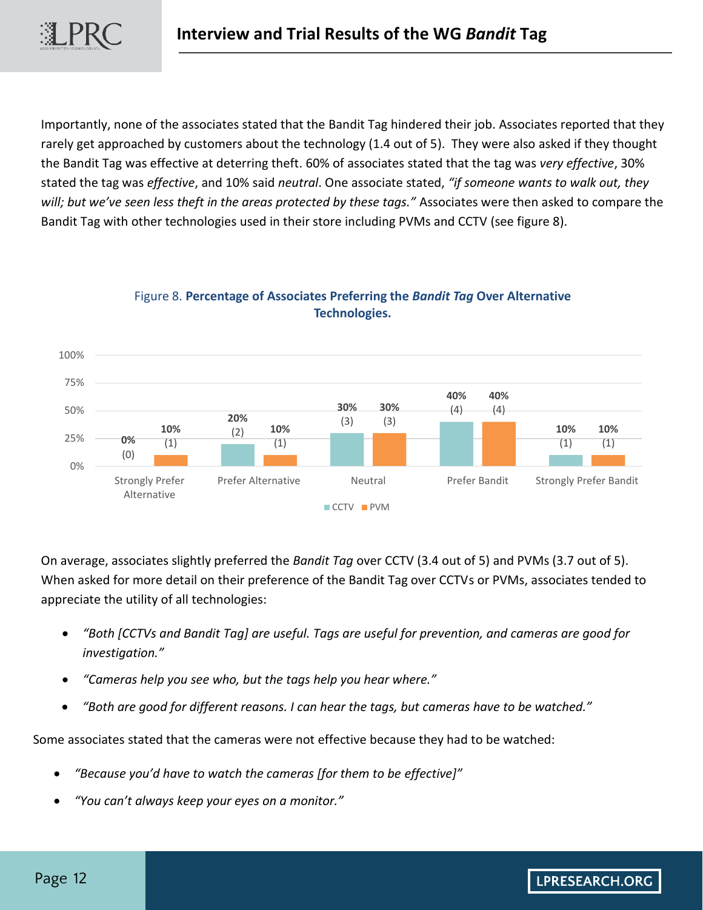Importantly, none of the associates stated that the Bandit Tag hindered their job. Associates reported that they rarely get approached by customers about the technology (1.4 out of 5). They were also asked if they thought the Bandit Tag was effective at deterring theft. 60% of associates stated that the tag was *very effective*, 30% stated the tag was *effective*, and 10% said *neutral*. One associate stated, *"if someone wants to walk out, they will; but we've seen less theft in the areas protected by these tags."* Associates were then asked to compare the Bandit Tag with other technologies used in their store including PVMs and CCTV (see figure 8).

Figure 8. **Percentage of Associates Preferring the *Bandit Tag* Over Alternative Technologies.**

| | CCTV | PVM |
| --- | --- | --- |
| Strongly Prefer Alternative | 0% (0) | 10% (1) |
| Prefer Alternative | 20% (2) | 10% (1) |
| Neutral | 30% (3) | 30% (3) |
| Prefer Bandit | 40% (4) | 40% (4) |
| Strongly Prefer Bandit | 10% (1) | 10% (1) |

On average, associates slightly preferred the *Bandit Tag* over CCTV (3.4 out of 5) and PVMs (3.7 out of 5). When asked for more detail on their preference of the Bandit Tag over CCTVs or PVMs, associates tended to appreciate the utility of all technologies:

- *"Both [CCTVs and Bandit Tag] are useful. Tags are useful for prevention, and cameras are good for investigation."*
- *"Cameras help you see who, but the tags help you hear where."*
- *"Both are good for different reasons. I can hear the tags, but cameras have to be watched."*

Some associates stated that the cameras were not effective because they had to be watched:

- *"Because you'd have to watch the cameras [for them to be effective]"*
- *"You can't always keep your eyes on a monitor."*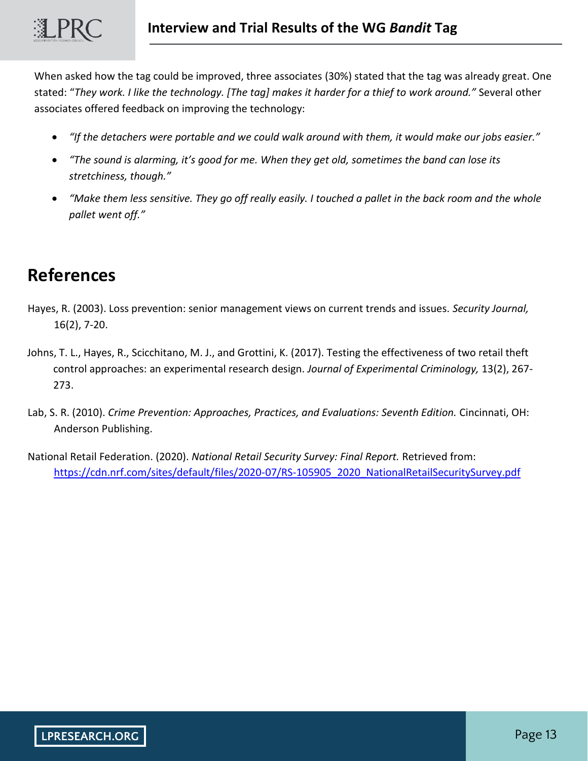When asked how the tag could be improved, three associates (30%) stated that the tag was already great. One stated: "*They work. I like the technology. [The tag] makes it harder for a thief to work around.*" Several other associates offered feedback on improving the technology:

- *"If the detachers were portable and we could walk around with them, it would make our jobs easier."*
- *"The sound is alarming, it's good for me. When they get old, sometimes the band can lose its stretchiness, though."*
- *"Make them less sensitive. They go off really easily. I touched a pallet in the back room and the whole pallet went off."*

## References

Hayes, R. (2003). Loss prevention: senior management views on current trends and issues. *Security Journal,* 16(2), 7-20.

Johns, T. L., Hayes, R., Scicchitano, M. J., and Grottini, K. (2017). Testing the effectiveness of two retail theft control approaches: an experimental research design. *Journal of Experimental Criminology,* 13(2), 267-273.

Lab, S. R. (2010). *Crime Prevention: Approaches, Practices, and Evaluations: Seventh Edition.* Cincinnati, OH: Anderson Publishing.

National Retail Federation. (2020). *National Retail Security Survey: Final Report.* Retrieved from: https://cdn.nrf.com/sites/default/files/2020-07/RS-105905_2020_NationalRetailSecuritySurvey.pdf